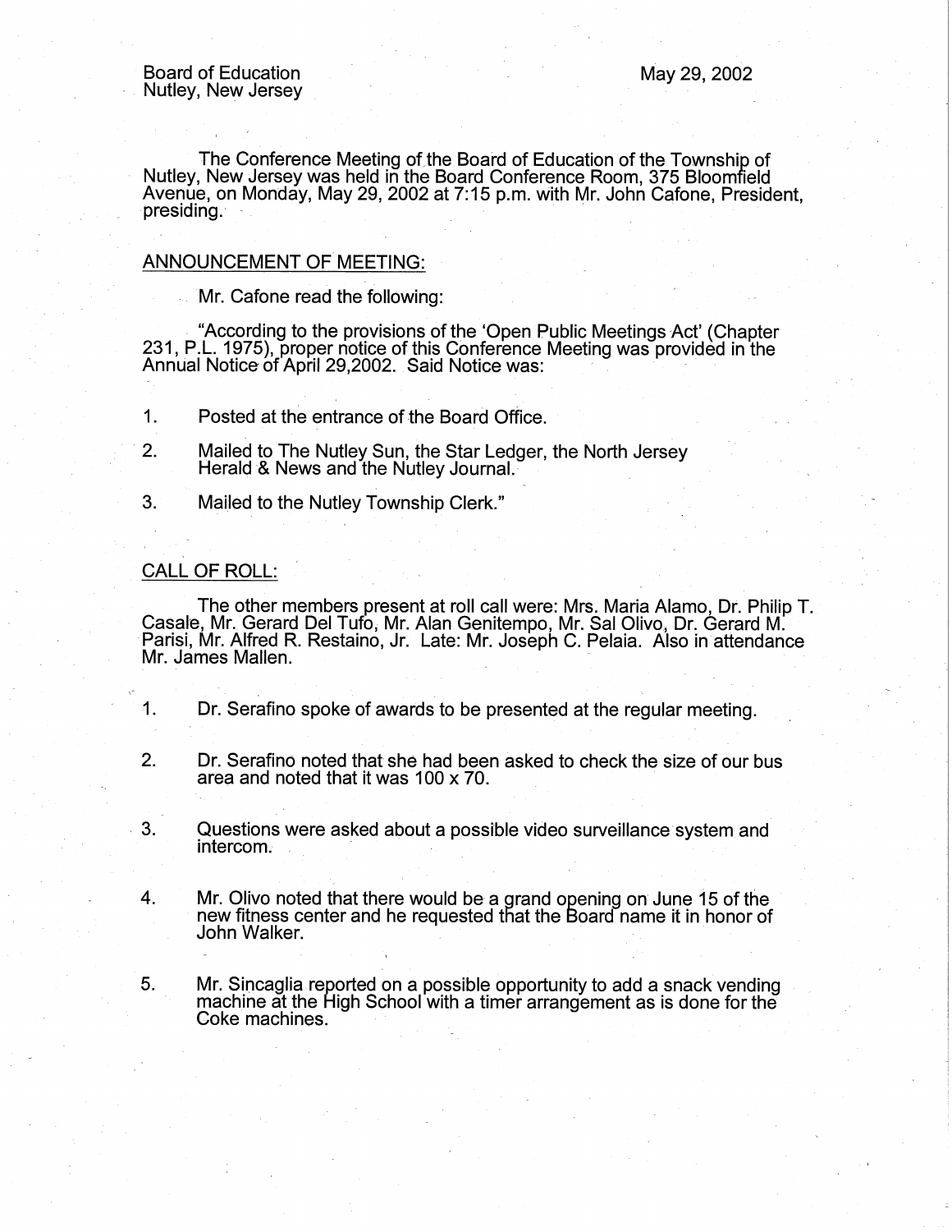Board of Education
Nutley, New Jersey

May 29, 2002

The Conference Meeting of the Board of Education of the Township of Nutley, New Jersey was held in the Board Conference Room, 375 Bloomfield Avenue, on Monday, May 29, 2002 at 7:15 p.m. with Mr. John Cafone, President, presiding.

## ANNOUNCEMENT OF MEETING:

Mr. Cafone read the following:

"According to the provisions of the 'Open Public Meetings Act' (Chapter 231, P.L. 1975), proper notice of this Conference Meeting was provided in the Annual Notice of April 29,2002. Said Notice was:

1. Posted at the entrance of the Board Office.
2. Mailed to The Nutley Sun, the Star Ledger, the North Jersey Herald & News and the Nutley Journal.
3. Mailed to the Nutley Township Clerk."

## CALL OF ROLL:

The other members present at roll call were: Mrs. Maria Alamo, Dr. Philip T. Casale, Mr. Gerard Del Tufo, Mr. Alan Genitempo, Mr. Sal Olivo, Dr. Gerard M. Parisi, Mr. Alfred R. Restaino, Jr. Late: Mr. Joseph C. Pelaia. Also in attendance Mr. James Mallen.

1. Dr. Serafino spoke of awards to be presented at the regular meeting.
2. Dr. Serafino noted that she had been asked to check the size of our bus area and noted that it was 100 x 70.
3. Questions were asked about a possible video surveillance system and intercom.
4. Mr. Olivo noted that there would be a grand opening on June 15 of the new fitness center and he requested that the Board name it in honor of John Walker.
5. Mr. Sincaglia reported on a possible opportunity to add a snack vending machine at the High School with a timer arrangement as is done for the Coke machines.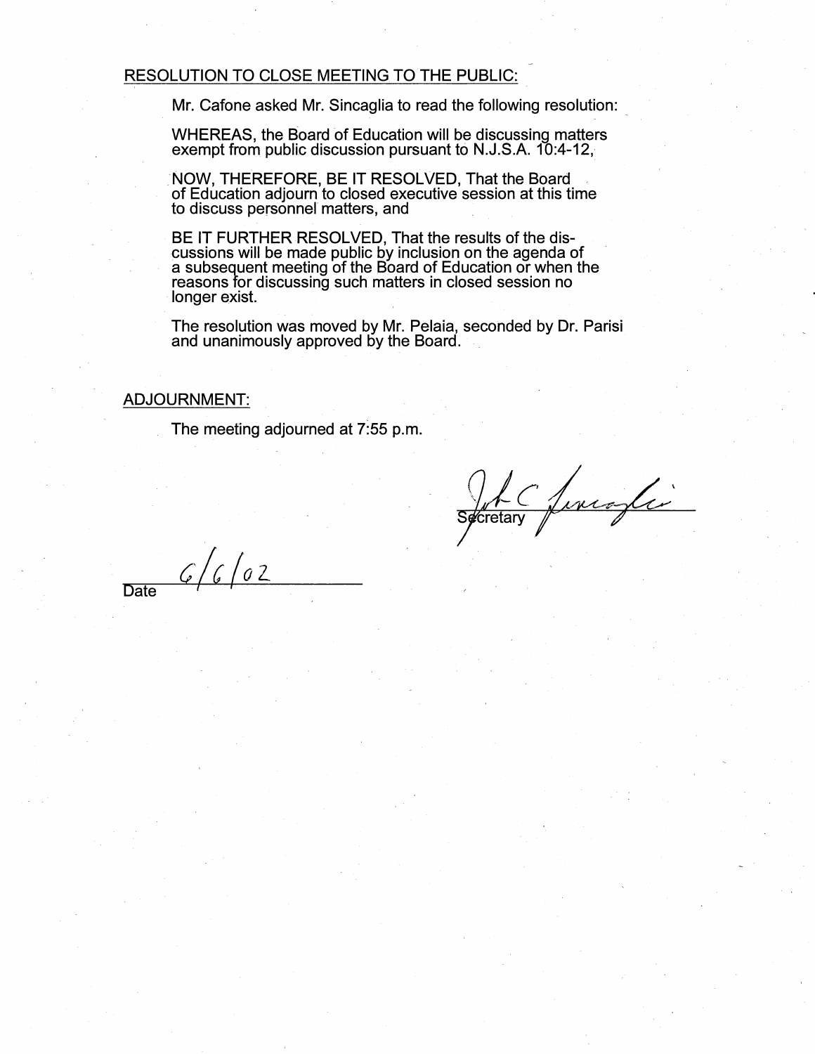RESOLUTION TO CLOSE MEETING TO THE PUBLIC:

Mr. Cafone asked Mr. Sincaglia to read the following resolution:

WHEREAS, the Board of Education will be discussing matters exempt from public discussion pursuant to N.J.S.A. 10:4-12,

NOW, THEREFORE, BE IT RESOLVED, That the Board of Education adjourn to closed executive session at this time to discuss personnel matters, and

BE IT FURTHER RESOLVED, That the results of the discussions will be made public by inclusion on the agenda of a subsequent meeting of the Board of Education or when the reasons for discussing such matters in closed session no longer exist.

The resolution was moved by Mr. Pelaia, seconded by Dr. Parisi and unanimously approved by the Board.

ADJOURNMENT:

The meeting adjourned at 7:55 p.m.

Secretary

Date 6/6/02